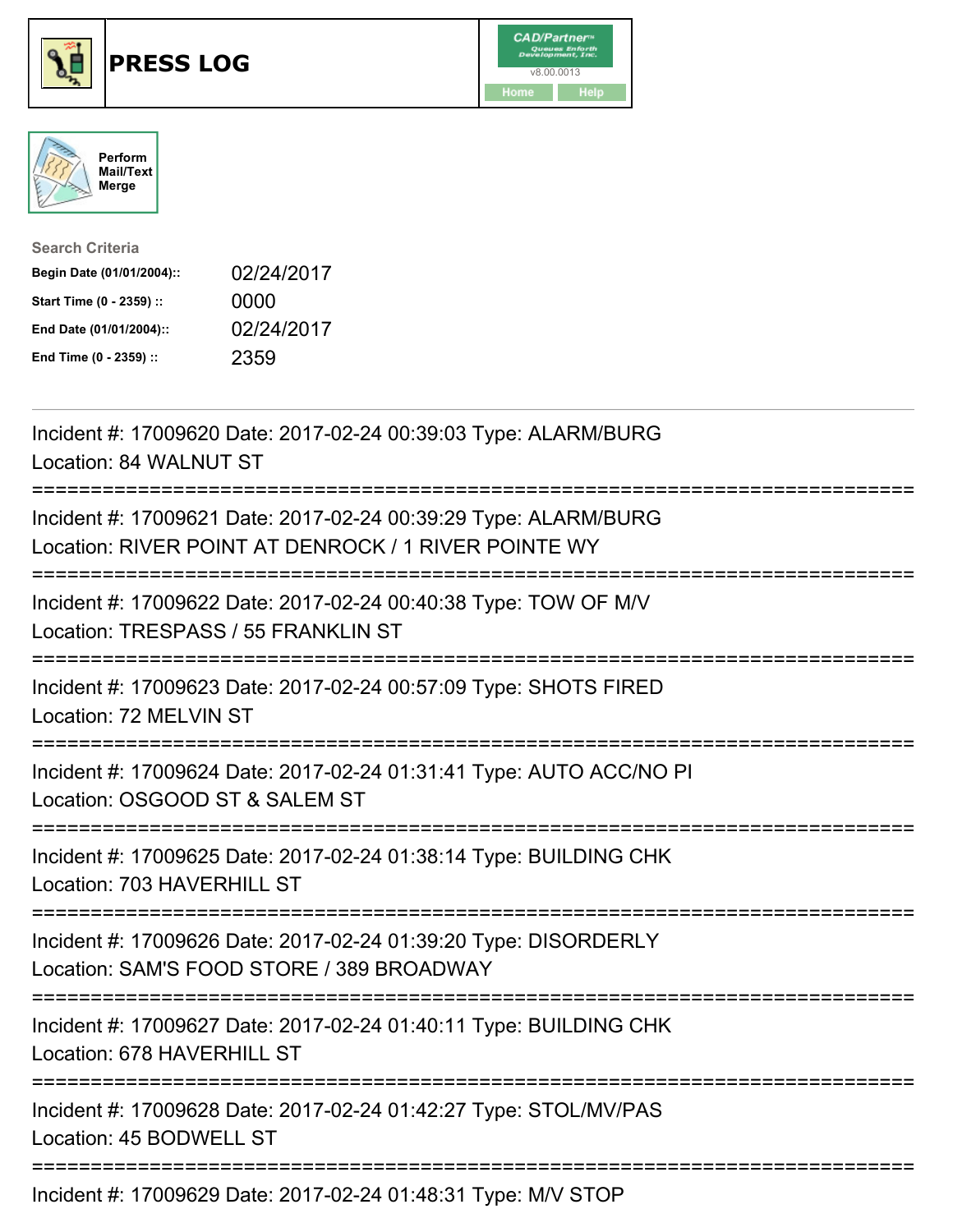# PRESS LOG

CAD/Partner v8.00.0013

Home Help

Perform Mail/Text Merge

**Search Criteria**

| | |
|---|---|
| **Begin Date (01/01/2004)::** | 02/24/2017 |
| **Start Time (0 - 2359) ::** | 0000 |
| **End Date (01/01/2004)::** | 02/24/2017 |
| **End Time (0 - 2359) ::** | 2359 |

---

Incident #: 17009620 Date: 2017-02-24 00:39:03 Type: ALARM/BURG
Location: 84 WALNUT ST

===========================================================================

Incident #: 17009621 Date: 2017-02-24 00:39:29 Type: ALARM/BURG
Location: RIVER POINT AT DENROCK / 1 RIVER POINTE WY

===========================================================================

Incident #: 17009622 Date: 2017-02-24 00:40:38 Type: TOW OF M/V
Location: TRESPASS / 55 FRANKLIN ST

===========================================================================

Incident #: 17009623 Date: 2017-02-24 00:57:09 Type: SHOTS FIRED
Location: 72 MELVIN ST

===========================================================================

Incident #: 17009624 Date: 2017-02-24 01:31:41 Type: AUTO ACC/NO PI
Location: OSGOOD ST & SALEM ST

===========================================================================

Incident #: 17009625 Date: 2017-02-24 01:38:14 Type: BUILDING CHK
Location: 703 HAVERHILL ST

===========================================================================

Incident #: 17009626 Date: 2017-02-24 01:39:20 Type: DISORDERLY
Location: SAM'S FOOD STORE / 389 BROADWAY

===========================================================================

Incident #: 17009627 Date: 2017-02-24 01:40:11 Type: BUILDING CHK
Location: 678 HAVERHILL ST

===========================================================================

Incident #: 17009628 Date: 2017-02-24 01:42:27 Type: STOL/MV/PAS
Location: 45 BODWELL ST

===========================================================================

Incident #: 17009629 Date: 2017-02-24 01:48:31 Type: M/V STOP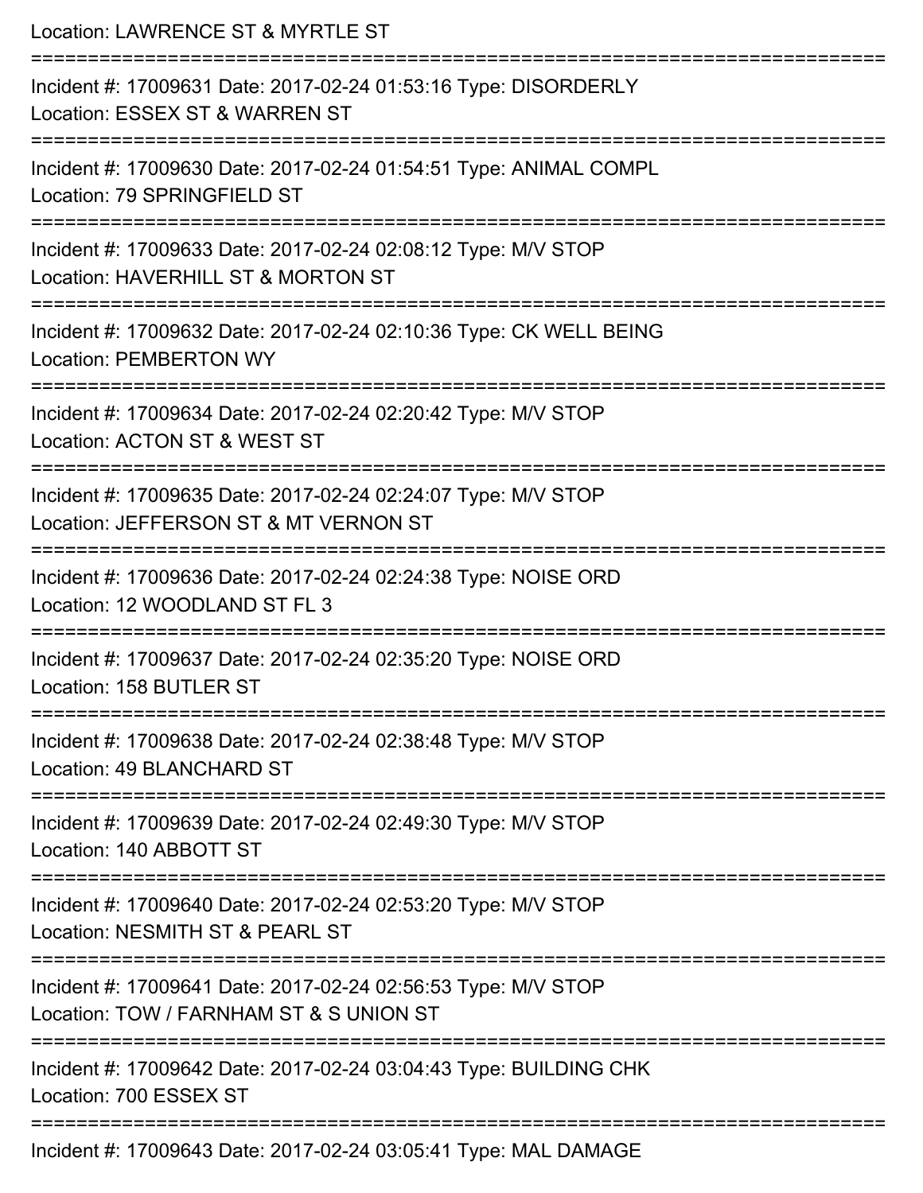Location: LAWRENCE ST & MYRTLE ST

===========================================================================

Incident #: 17009631 Date: 2017-02-24 01:53:16 Type: DISORDERLY
Location: ESSEX ST & WARREN ST

===========================================================================

Incident #: 17009630 Date: 2017-02-24 01:54:51 Type: ANIMAL COMPL
Location: 79 SPRINGFIELD ST

===========================================================================

Incident #: 17009633 Date: 2017-02-24 02:08:12 Type: M/V STOP
Location: HAVERHILL ST & MORTON ST

===========================================================================

Incident #: 17009632 Date: 2017-02-24 02:10:36 Type: CK WELL BEING
Location: PEMBERTON WY

===========================================================================

Incident #: 17009634 Date: 2017-02-24 02:20:42 Type: M/V STOP
Location: ACTON ST & WEST ST

===========================================================================

Incident #: 17009635 Date: 2017-02-24 02:24:07 Type: M/V STOP
Location: JEFFERSON ST & MT VERNON ST

===========================================================================

Incident #: 17009636 Date: 2017-02-24 02:24:38 Type: NOISE ORD
Location: 12 WOODLAND ST FL 3

===========================================================================

Incident #: 17009637 Date: 2017-02-24 02:35:20 Type: NOISE ORD
Location: 158 BUTLER ST

===========================================================================

Incident #: 17009638 Date: 2017-02-24 02:38:48 Type: M/V STOP
Location: 49 BLANCHARD ST

===========================================================================

Incident #: 17009639 Date: 2017-02-24 02:49:30 Type: M/V STOP
Location: 140 ABBOTT ST

===========================================================================

Incident #: 17009640 Date: 2017-02-24 02:53:20 Type: M/V STOP
Location: NESMITH ST & PEARL ST

===========================================================================

Incident #: 17009641 Date: 2017-02-24 02:56:53 Type: M/V STOP
Location: TOW / FARNHAM ST & S UNION ST

===========================================================================

Incident #: 17009642 Date: 2017-02-24 03:04:43 Type: BUILDING CHK
Location: 700 ESSEX ST

===========================================================================

Incident #: 17009643 Date: 2017-02-24 03:05:41 Type: MAL DAMAGE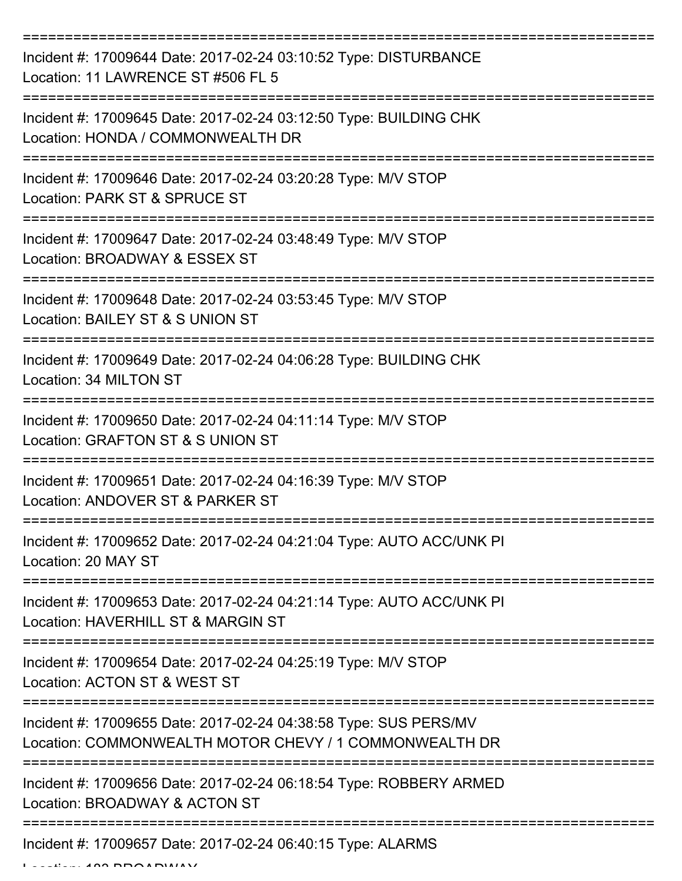Incident #: 17009644 Date: 2017-02-24 03:10:52 Type: DISTURBANCE
Location: 11 LAWRENCE ST #506 FL 5

Incident #: 17009645 Date: 2017-02-24 03:12:50 Type: BUILDING CHK
Location: HONDA / COMMONWEALTH DR

Incident #: 17009646 Date: 2017-02-24 03:20:28 Type: M/V STOP
Location: PARK ST & SPRUCE ST

Incident #: 17009647 Date: 2017-02-24 03:48:49 Type: M/V STOP
Location: BROADWAY & ESSEX ST

Incident #: 17009648 Date: 2017-02-24 03:53:45 Type: M/V STOP
Location: BAILEY ST & S UNION ST

Incident #: 17009649 Date: 2017-02-24 04:06:28 Type: BUILDING CHK
Location: 34 MILTON ST

Incident #: 17009650 Date: 2017-02-24 04:11:14 Type: M/V STOP
Location: GRAFTON ST & S UNION ST

Incident #: 17009651 Date: 2017-02-24 04:16:39 Type: M/V STOP
Location: ANDOVER ST & PARKER ST

Incident #: 17009652 Date: 2017-02-24 04:21:04 Type: AUTO ACC/UNK PI
Location: 20 MAY ST

Incident #: 17009653 Date: 2017-02-24 04:21:14 Type: AUTO ACC/UNK PI
Location: HAVERHILL ST & MARGIN ST

Incident #: 17009654 Date: 2017-02-24 04:25:19 Type: M/V STOP
Location: ACTON ST & WEST ST

Incident #: 17009655 Date: 2017-02-24 04:38:58 Type: SUS PERS/MV
Location: COMMONWEALTH MOTOR CHEVY / 1 COMMONWEALTH DR

Incident #: 17009656 Date: 2017-02-24 06:18:54 Type: ROBBERY ARMED
Location: BROADWAY & ACTON ST

Incident #: 17009657 Date: 2017-02-24 06:40:15 Type: ALARMS
Location: 183 BROADWAY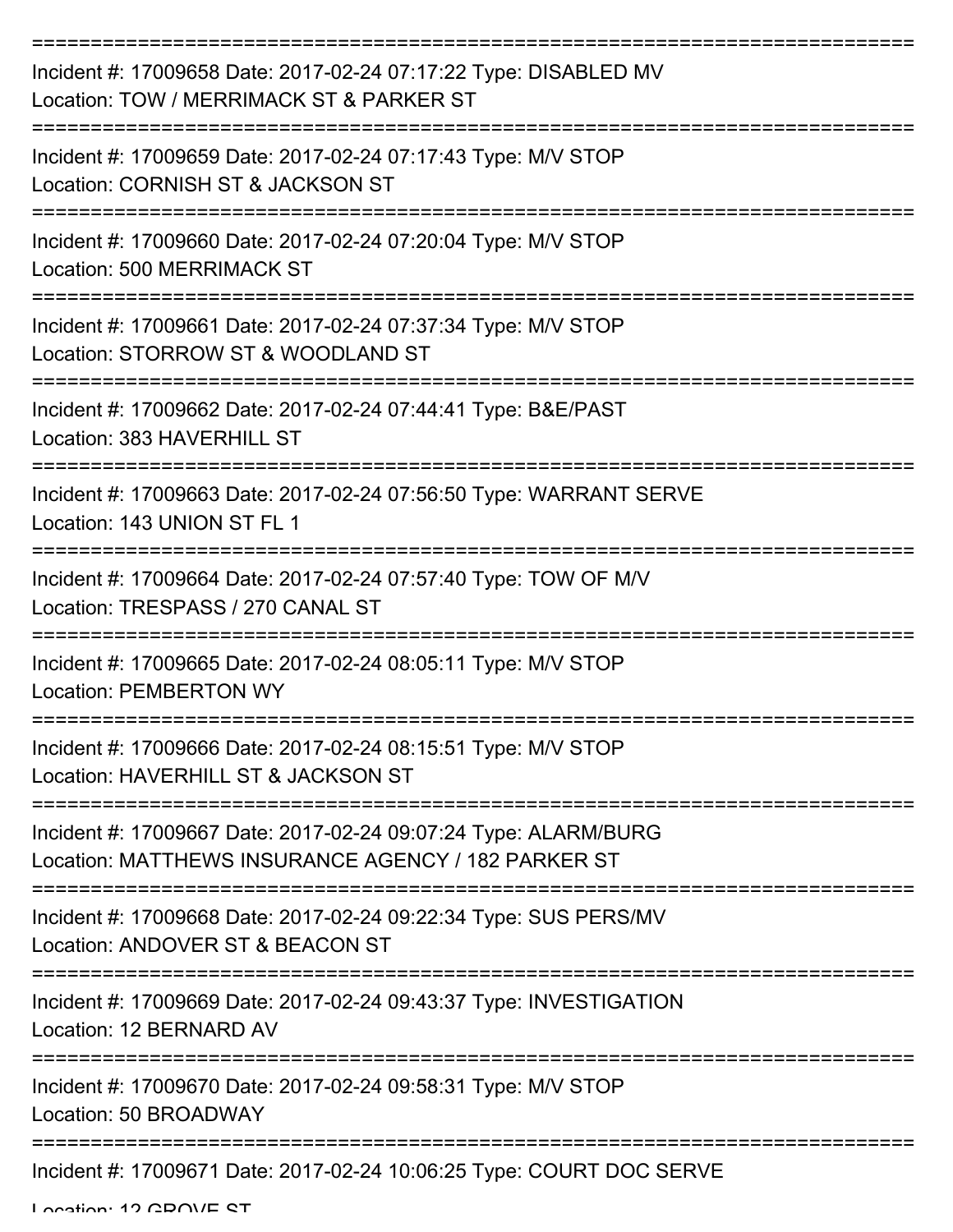===========================================================================

Incident #: 17009658 Date: 2017-02-24 07:17:22 Type: DISABLED MV
Location: TOW / MERRIMACK ST & PARKER ST

===========================================================================

Incident #: 17009659 Date: 2017-02-24 07:17:43 Type: M/V STOP
Location: CORNISH ST & JACKSON ST

===========================================================================

Incident #: 17009660 Date: 2017-02-24 07:20:04 Type: M/V STOP
Location: 500 MERRIMACK ST

===========================================================================

Incident #: 17009661 Date: 2017-02-24 07:37:34 Type: M/V STOP
Location: STORROW ST & WOODLAND ST

===========================================================================

Incident #: 17009662 Date: 2017-02-24 07:44:41 Type: B&E/PAST
Location: 383 HAVERHILL ST

===========================================================================

Incident #: 17009663 Date: 2017-02-24 07:56:50 Type: WARRANT SERVE
Location: 143 UNION ST FL 1

===========================================================================

Incident #: 17009664 Date: 2017-02-24 07:57:40 Type: TOW OF M/V
Location: TRESPASS / 270 CANAL ST

===========================================================================

Incident #: 17009665 Date: 2017-02-24 08:05:11 Type: M/V STOP
Location: PEMBERTON WY

===========================================================================

Incident #: 17009666 Date: 2017-02-24 08:15:51 Type: M/V STOP
Location: HAVERHILL ST & JACKSON ST

===========================================================================

Incident #: 17009667 Date: 2017-02-24 09:07:24 Type: ALARM/BURG
Location: MATTHEWS INSURANCE AGENCY / 182 PARKER ST

===========================================================================

Incident #: 17009668 Date: 2017-02-24 09:22:34 Type: SUS PERS/MV
Location: ANDOVER ST & BEACON ST

===========================================================================

Incident #: 17009669 Date: 2017-02-24 09:43:37 Type: INVESTIGATION
Location: 12 BERNARD AV

===========================================================================

Incident #: 17009670 Date: 2017-02-24 09:58:31 Type: M/V STOP
Location: 50 BROADWAY

===========================================================================

Incident #: 17009671 Date: 2017-02-24 10:06:25 Type: COURT DOC SERVE
Location: 12 GROVE ST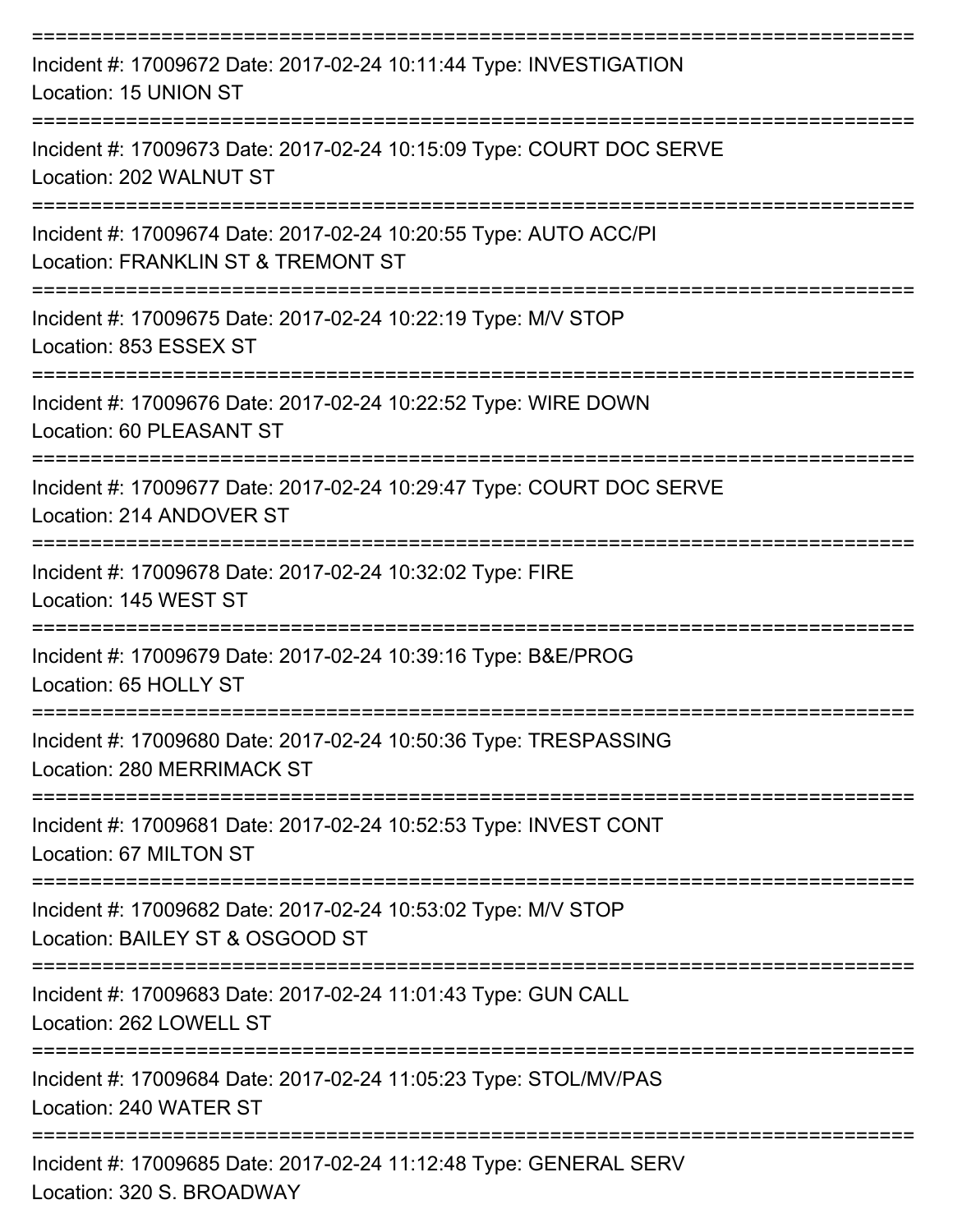Incident #: 17009672 Date: 2017-02-24 10:11:44 Type: INVESTIGATION
Location: 15 UNION ST

Incident #: 17009673 Date: 2017-02-24 10:15:09 Type: COURT DOC SERVE
Location: 202 WALNUT ST

Incident #: 17009674 Date: 2017-02-24 10:20:55 Type: AUTO ACC/PI
Location: FRANKLIN ST & TREMONT ST

Incident #: 17009675 Date: 2017-02-24 10:22:19 Type: M/V STOP
Location: 853 ESSEX ST

Incident #: 17009676 Date: 2017-02-24 10:22:52 Type: WIRE DOWN
Location: 60 PLEASANT ST

Incident #: 17009677 Date: 2017-02-24 10:29:47 Type: COURT DOC SERVE
Location: 214 ANDOVER ST

Incident #: 17009678 Date: 2017-02-24 10:32:02 Type: FIRE
Location: 145 WEST ST

Incident #: 17009679 Date: 2017-02-24 10:39:16 Type: B&E/PROG
Location: 65 HOLLY ST

Incident #: 17009680 Date: 2017-02-24 10:50:36 Type: TRESPASSING
Location: 280 MERRIMACK ST

Incident #: 17009681 Date: 2017-02-24 10:52:53 Type: INVEST CONT
Location: 67 MILTON ST

Incident #: 17009682 Date: 2017-02-24 10:53:02 Type: M/V STOP
Location: BAILEY ST & OSGOOD ST

Incident #: 17009683 Date: 2017-02-24 11:01:43 Type: GUN CALL
Location: 262 LOWELL ST

Incident #: 17009684 Date: 2017-02-24 11:05:23 Type: STOL/MV/PAS
Location: 240 WATER ST

Incident #: 17009685 Date: 2017-02-24 11:12:48 Type: GENERAL SERV
Location: 320 S. BROADWAY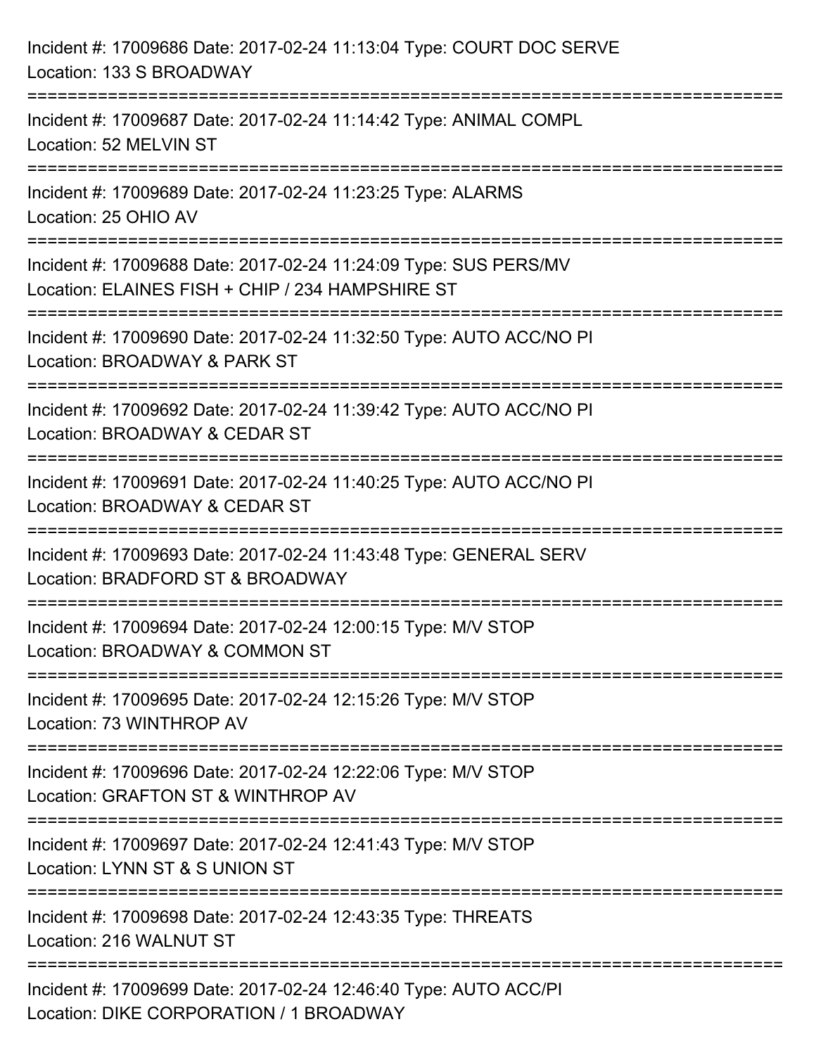Incident #: 17009686 Date: 2017-02-24 11:13:04 Type: COURT DOC SERVE
Location: 133 S BROADWAY

===========================================================================

Incident #: 17009687 Date: 2017-02-24 11:14:42 Type: ANIMAL COMPL
Location: 52 MELVIN ST

===========================================================================

Incident #: 17009689 Date: 2017-02-24 11:23:25 Type: ALARMS
Location: 25 OHIO AV

===========================================================================

Incident #: 17009688 Date: 2017-02-24 11:24:09 Type: SUS PERS/MV
Location: ELAINES FISH + CHIP / 234 HAMPSHIRE ST

===========================================================================

Incident #: 17009690 Date: 2017-02-24 11:32:50 Type: AUTO ACC/NO PI
Location: BROADWAY & PARK ST

===========================================================================

Incident #: 17009692 Date: 2017-02-24 11:39:42 Type: AUTO ACC/NO PI
Location: BROADWAY & CEDAR ST

===========================================================================

Incident #: 17009691 Date: 2017-02-24 11:40:25 Type: AUTO ACC/NO PI
Location: BROADWAY & CEDAR ST

===========================================================================

Incident #: 17009693 Date: 2017-02-24 11:43:48 Type: GENERAL SERV
Location: BRADFORD ST & BROADWAY

===========================================================================

Incident #: 17009694 Date: 2017-02-24 12:00:15 Type: M/V STOP
Location: BROADWAY & COMMON ST

===========================================================================

Incident #: 17009695 Date: 2017-02-24 12:15:26 Type: M/V STOP
Location: 73 WINTHROP AV

===========================================================================

Incident #: 17009696 Date: 2017-02-24 12:22:06 Type: M/V STOP
Location: GRAFTON ST & WINTHROP AV

===========================================================================

Incident #: 17009697 Date: 2017-02-24 12:41:43 Type: M/V STOP
Location: LYNN ST & S UNION ST

===========================================================================

Incident #: 17009698 Date: 2017-02-24 12:43:35 Type: THREATS
Location: 216 WALNUT ST

===========================================================================

Incident #: 17009699 Date: 2017-02-24 12:46:40 Type: AUTO ACC/PI
Location: DIKE CORPORATION / 1 BROADWAY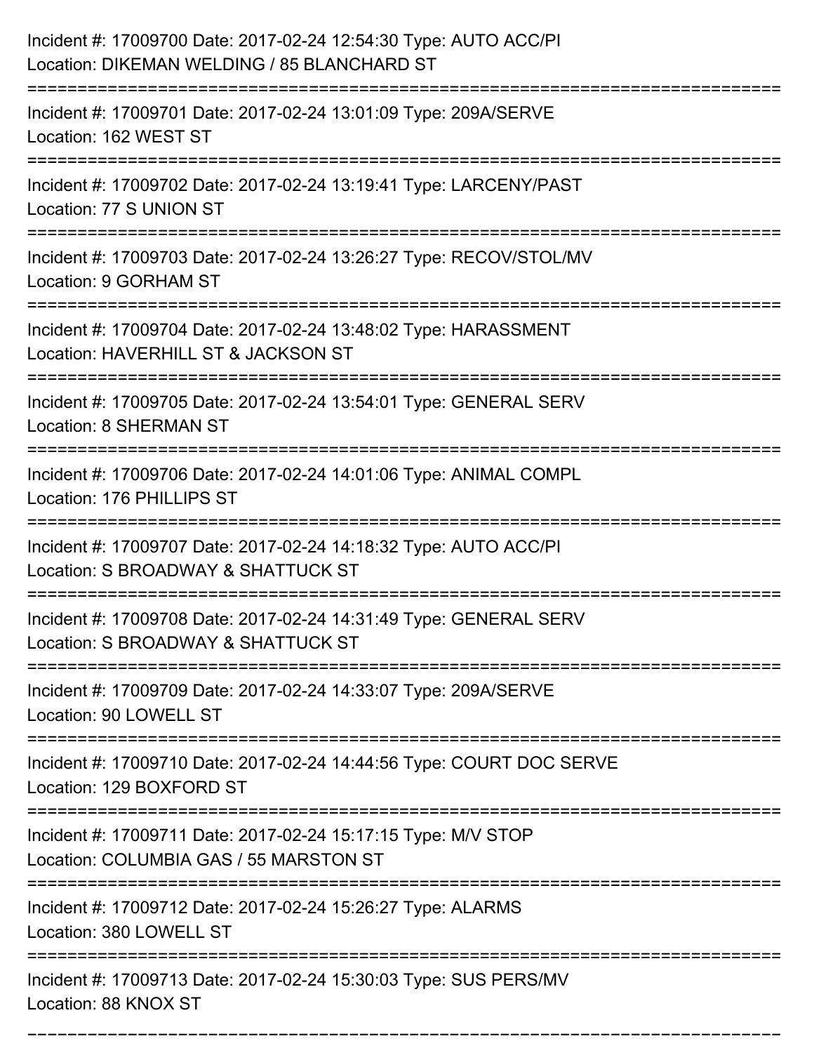Incident #: 17009700 Date: 2017-02-24 12:54:30 Type: AUTO ACC/PI
Location: DIKEMAN WELDING / 85 BLANCHARD ST

===========================================================================

Incident #: 17009701 Date: 2017-02-24 13:01:09 Type: 209A/SERVE
Location: 162 WEST ST

===========================================================================

Incident #: 17009702 Date: 2017-02-24 13:19:41 Type: LARCENY/PAST
Location: 77 S UNION ST

===========================================================================

Incident #: 17009703 Date: 2017-02-24 13:26:27 Type: RECOV/STOL/MV
Location: 9 GORHAM ST

===========================================================================

Incident #: 17009704 Date: 2017-02-24 13:48:02 Type: HARASSMENT
Location: HAVERHILL ST & JACKSON ST

===========================================================================

Incident #: 17009705 Date: 2017-02-24 13:54:01 Type: GENERAL SERV
Location: 8 SHERMAN ST

===========================================================================

Incident #: 17009706 Date: 2017-02-24 14:01:06 Type: ANIMAL COMPL
Location: 176 PHILLIPS ST

===========================================================================

Incident #: 17009707 Date: 2017-02-24 14:18:32 Type: AUTO ACC/PI
Location: S BROADWAY & SHATTUCK ST

===========================================================================

Incident #: 17009708 Date: 2017-02-24 14:31:49 Type: GENERAL SERV
Location: S BROADWAY & SHATTUCK ST

===========================================================================

Incident #: 17009709 Date: 2017-02-24 14:33:07 Type: 209A/SERVE
Location: 90 LOWELL ST

===========================================================================

Incident #: 17009710 Date: 2017-02-24 14:44:56 Type: COURT DOC SERVE
Location: 129 BOXFORD ST

===========================================================================

Incident #: 17009711 Date: 2017-02-24 15:17:15 Type: M/V STOP
Location: COLUMBIA GAS / 55 MARSTON ST

===========================================================================

Incident #: 17009712 Date: 2017-02-24 15:26:27 Type: ALARMS
Location: 380 LOWELL ST

===========================================================================

Incident #: 17009713 Date: 2017-02-24 15:30:03 Type: SUS PERS/MV
Location: 88 KNOX ST

===========================================================================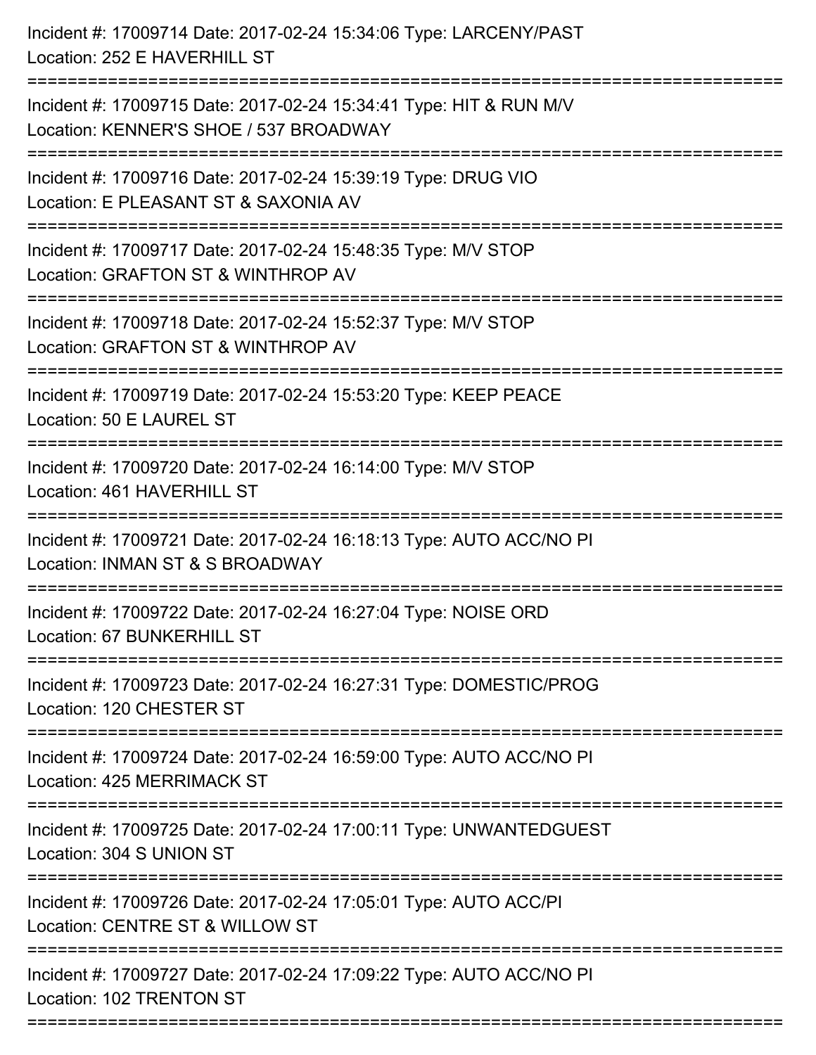Incident #: 17009714 Date: 2017-02-24 15:34:06 Type: LARCENY/PAST
Location: 252 E HAVERHILL ST

===========================================================================

Incident #: 17009715 Date: 2017-02-24 15:34:41 Type: HIT & RUN M/V
Location: KENNER'S SHOE / 537 BROADWAY

===========================================================================

Incident #: 17009716 Date: 2017-02-24 15:39:19 Type: DRUG VIO
Location: E PLEASANT ST & SAXONIA AV

===========================================================================

Incident #: 17009717 Date: 2017-02-24 15:48:35 Type: M/V STOP
Location: GRAFTON ST & WINTHROP AV

===========================================================================

Incident #: 17009718 Date: 2017-02-24 15:52:37 Type: M/V STOP
Location: GRAFTON ST & WINTHROP AV

===========================================================================

Incident #: 17009719 Date: 2017-02-24 15:53:20 Type: KEEP PEACE
Location: 50 E LAUREL ST

===========================================================================

Incident #: 17009720 Date: 2017-02-24 16:14:00 Type: M/V STOP
Location: 461 HAVERHILL ST

===========================================================================

Incident #: 17009721 Date: 2017-02-24 16:18:13 Type: AUTO ACC/NO PI
Location: INMAN ST & S BROADWAY

===========================================================================

Incident #: 17009722 Date: 2017-02-24 16:27:04 Type: NOISE ORD
Location: 67 BUNKERHILL ST

===========================================================================

Incident #: 17009723 Date: 2017-02-24 16:27:31 Type: DOMESTIC/PROG
Location: 120 CHESTER ST

===========================================================================

Incident #: 17009724 Date: 2017-02-24 16:59:00 Type: AUTO ACC/NO PI
Location: 425 MERRIMACK ST

===========================================================================

Incident #: 17009725 Date: 2017-02-24 17:00:11 Type: UNWANTEDGUEST
Location: 304 S UNION ST

===========================================================================

Incident #: 17009726 Date: 2017-02-24 17:05:01 Type: AUTO ACC/PI
Location: CENTRE ST & WILLOW ST

===========================================================================

Incident #: 17009727 Date: 2017-02-24 17:09:22 Type: AUTO ACC/NO PI
Location: 102 TRENTON ST

===========================================================================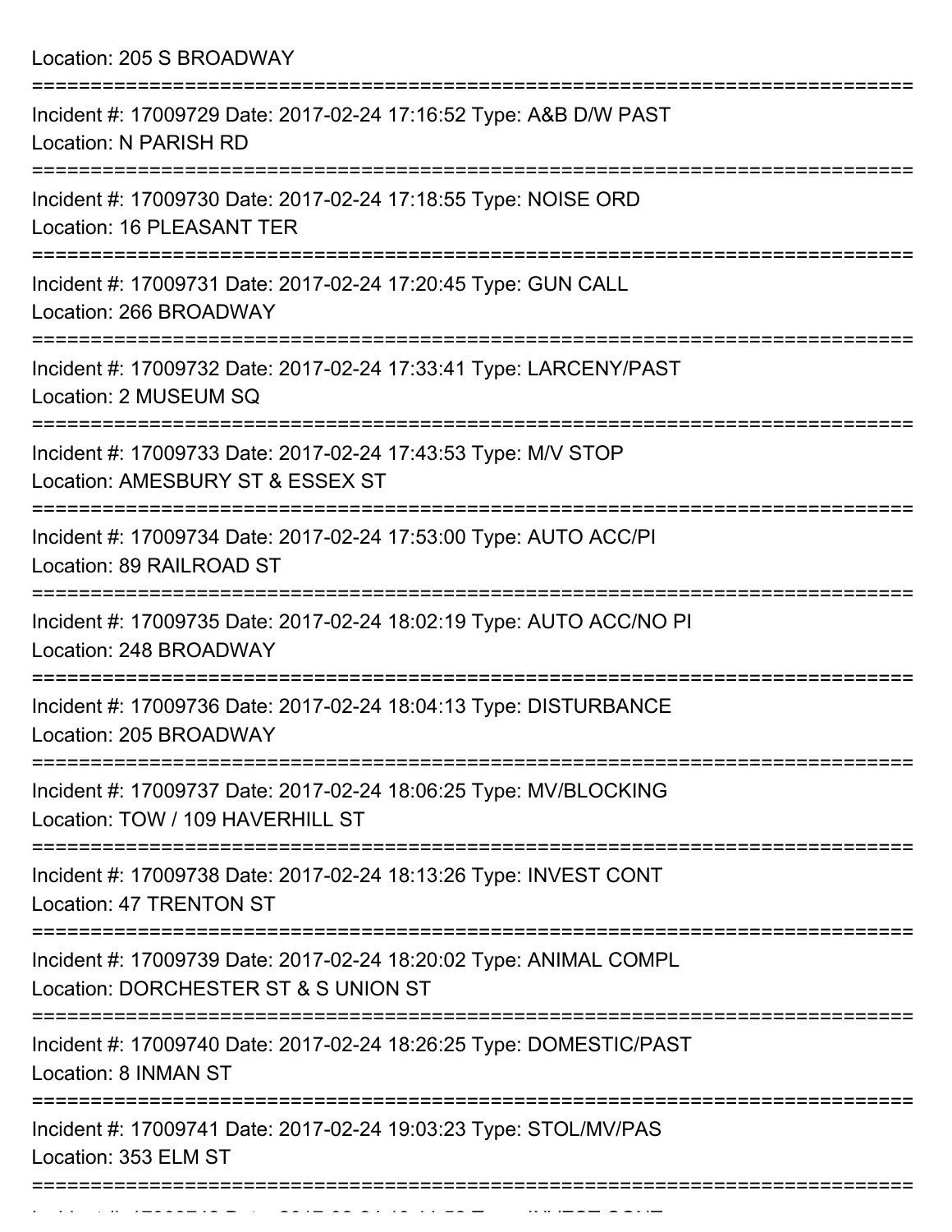Location: 205 S BROADWAY

===========================================================================

Incident #: 17009729 Date: 2017-02-24 17:16:52 Type: A&B D/W PAST
Location: N PARISH RD

===========================================================================

Incident #: 17009730 Date: 2017-02-24 17:18:55 Type: NOISE ORD
Location: 16 PLEASANT TER

===========================================================================

Incident #: 17009731 Date: 2017-02-24 17:20:45 Type: GUN CALL
Location: 266 BROADWAY

===========================================================================

Incident #: 17009732 Date: 2017-02-24 17:33:41 Type: LARCENY/PAST
Location: 2 MUSEUM SQ

===========================================================================

Incident #: 17009733 Date: 2017-02-24 17:43:53 Type: M/V STOP
Location: AMESBURY ST & ESSEX ST

===========================================================================

Incident #: 17009734 Date: 2017-02-24 17:53:00 Type: AUTO ACC/PI
Location: 89 RAILROAD ST

===========================================================================

Incident #: 17009735 Date: 2017-02-24 18:02:19 Type: AUTO ACC/NO PI
Location: 248 BROADWAY

===========================================================================

Incident #: 17009736 Date: 2017-02-24 18:04:13 Type: DISTURBANCE
Location: 205 BROADWAY

===========================================================================

Incident #: 17009737 Date: 2017-02-24 18:06:25 Type: MV/BLOCKING
Location: TOW / 109 HAVERHILL ST

===========================================================================

Incident #: 17009738 Date: 2017-02-24 18:13:26 Type: INVEST CONT
Location: 47 TRENTON ST

===========================================================================

Incident #: 17009739 Date: 2017-02-24 18:20:02 Type: ANIMAL COMPL
Location: DORCHESTER ST & S UNION ST

===========================================================================

Incident #: 17009740 Date: 2017-02-24 18:26:25 Type: DOMESTIC/PAST
Location: 8 INMAN ST

===========================================================================

Incident #: 17009741 Date: 2017-02-24 19:03:23 Type: STOL/MV/PAS
Location: 353 ELM ST

===========================================================================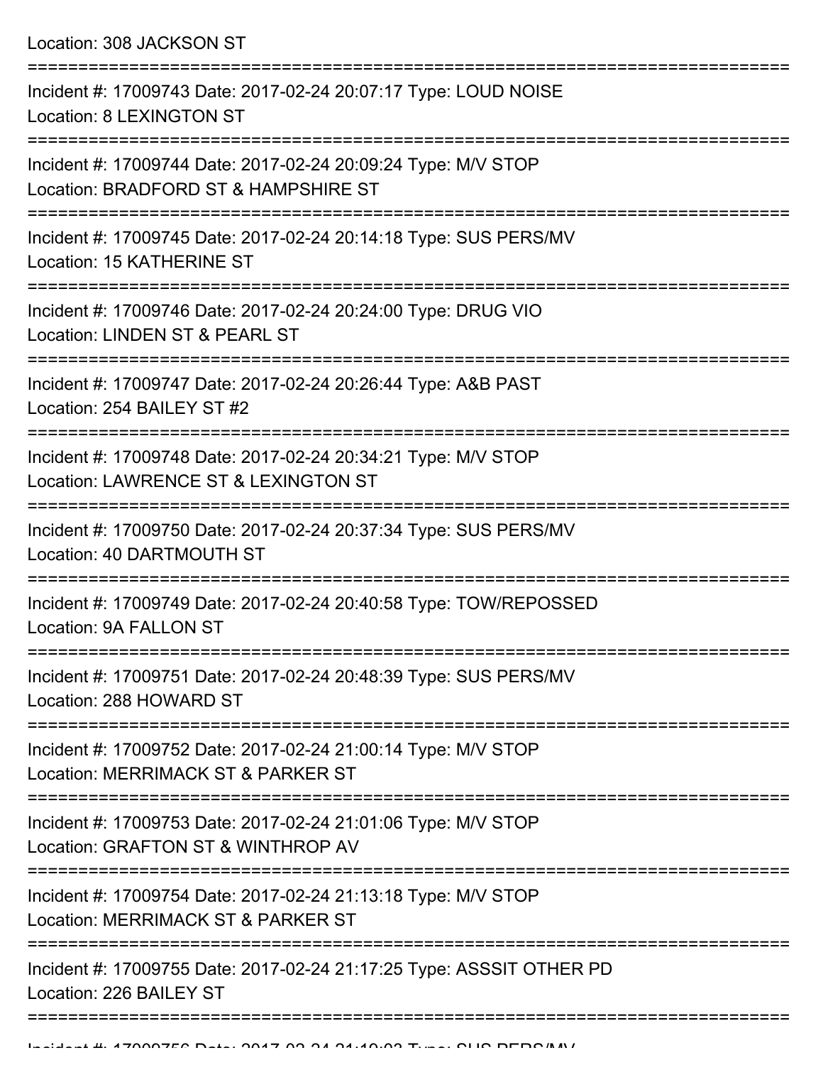Location: 308 JACKSON ST

===========================================================================

Incident #: 17009743 Date: 2017-02-24 20:07:17 Type: LOUD NOISE
Location: 8 LEXINGTON ST

===========================================================================

Incident #: 17009744 Date: 2017-02-24 20:09:24 Type: M/V STOP
Location: BRADFORD ST & HAMPSHIRE ST

===========================================================================

Incident #: 17009745 Date: 2017-02-24 20:14:18 Type: SUS PERS/MV
Location: 15 KATHERINE ST

===========================================================================

Incident #: 17009746 Date: 2017-02-24 20:24:00 Type: DRUG VIO
Location: LINDEN ST & PEARL ST

===========================================================================

Incident #: 17009747 Date: 2017-02-24 20:26:44 Type: A&B PAST
Location: 254 BAILEY ST #2

===========================================================================

Incident #: 17009748 Date: 2017-02-24 20:34:21 Type: M/V STOP
Location: LAWRENCE ST & LEXINGTON ST

===========================================================================

Incident #: 17009750 Date: 2017-02-24 20:37:34 Type: SUS PERS/MV
Location: 40 DARTMOUTH ST

===========================================================================

Incident #: 17009749 Date: 2017-02-24 20:40:58 Type: TOW/REPOSSED
Location: 9A FALLON ST

===========================================================================

Incident #: 17009751 Date: 2017-02-24 20:48:39 Type: SUS PERS/MV
Location: 288 HOWARD ST

===========================================================================

Incident #: 17009752 Date: 2017-02-24 21:00:14 Type: M/V STOP
Location: MERRIMACK ST & PARKER ST

===========================================================================

Incident #: 17009753 Date: 2017-02-24 21:01:06 Type: M/V STOP
Location: GRAFTON ST & WINTHROP AV

===========================================================================

Incident #: 17009754 Date: 2017-02-24 21:13:18 Type: M/V STOP
Location: MERRIMACK ST & PARKER ST

===========================================================================

Incident #: 17009755 Date: 2017-02-24 21:17:25 Type: ASSSIT OTHER PD
Location: 226 BAILEY ST

===========================================================================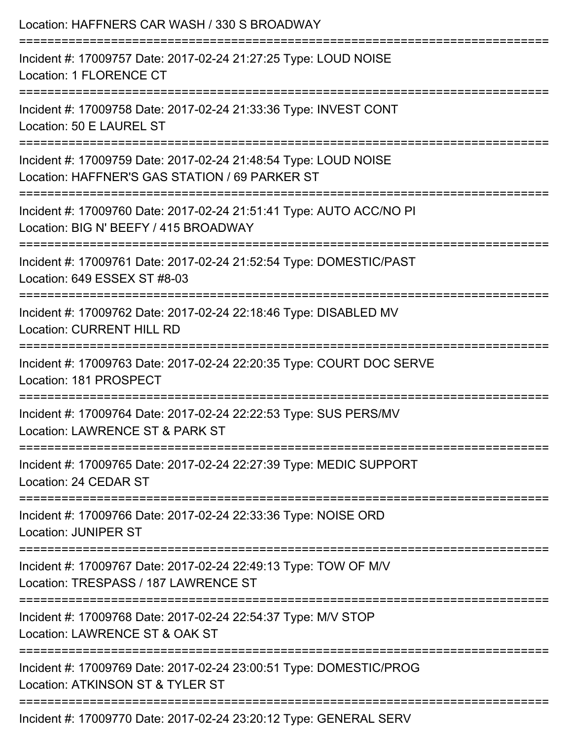Location: HAFFNERS CAR WASH / 330 S BROADWAY

===========================================================================

Incident #: 17009757 Date: 2017-02-24 21:27:25 Type: LOUD NOISE
Location: 1 FLORENCE CT

===========================================================================

Incident #: 17009758 Date: 2017-02-24 21:33:36 Type: INVEST CONT
Location: 50 E LAUREL ST

===========================================================================

Incident #: 17009759 Date: 2017-02-24 21:48:54 Type: LOUD NOISE
Location: HAFFNER'S GAS STATION / 69 PARKER ST

===========================================================================

Incident #: 17009760 Date: 2017-02-24 21:51:41 Type: AUTO ACC/NO PI
Location: BIG N' BEEFY / 415 BROADWAY

===========================================================================

Incident #: 17009761 Date: 2017-02-24 21:52:54 Type: DOMESTIC/PAST
Location: 649 ESSEX ST #8-03

===========================================================================

Incident #: 17009762 Date: 2017-02-24 22:18:46 Type: DISABLED MV
Location: CURRENT HILL RD

===========================================================================

Incident #: 17009763 Date: 2017-02-24 22:20:35 Type: COURT DOC SERVE
Location: 181 PROSPECT

===========================================================================

Incident #: 17009764 Date: 2017-02-24 22:22:53 Type: SUS PERS/MV
Location: LAWRENCE ST & PARK ST

===========================================================================

Incident #: 17009765 Date: 2017-02-24 22:27:39 Type: MEDIC SUPPORT
Location: 24 CEDAR ST

===========================================================================

Incident #: 17009766 Date: 2017-02-24 22:33:36 Type: NOISE ORD
Location: JUNIPER ST

===========================================================================

Incident #: 17009767 Date: 2017-02-24 22:49:13 Type: TOW OF M/V
Location: TRESPASS / 187 LAWRENCE ST

===========================================================================

Incident #: 17009768 Date: 2017-02-24 22:54:37 Type: M/V STOP
Location: LAWRENCE ST & OAK ST

===========================================================================

Incident #: 17009769 Date: 2017-02-24 23:00:51 Type: DOMESTIC/PROG
Location: ATKINSON ST & TYLER ST

===========================================================================

Incident #: 17009770 Date: 2017-02-24 23:20:12 Type: GENERAL SERV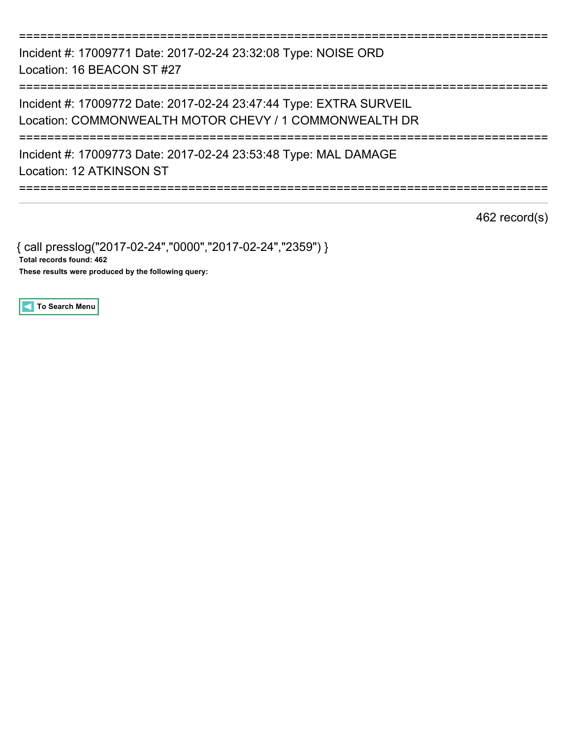===========================================================================

Incident #: 17009771 Date: 2017-02-24 23:32:08 Type: NOISE ORD
Location: 16 BEACON ST #27

===========================================================================

Incident #: 17009772 Date: 2017-02-24 23:47:44 Type: EXTRA SURVEIL
Location: COMMONWEALTH MOTOR CHEVY / 1 COMMONWEALTH DR

===========================================================================

Incident #: 17009773 Date: 2017-02-24 23:53:48 Type: MAL DAMAGE
Location: 12 ATKINSON ST

===========================================================================

462 record(s)

{ call presslog("2017-02-24","0000","2017-02-24","2359") }

**Total records found: 462**

**These results were produced by the following query:**

**To Search Menu**